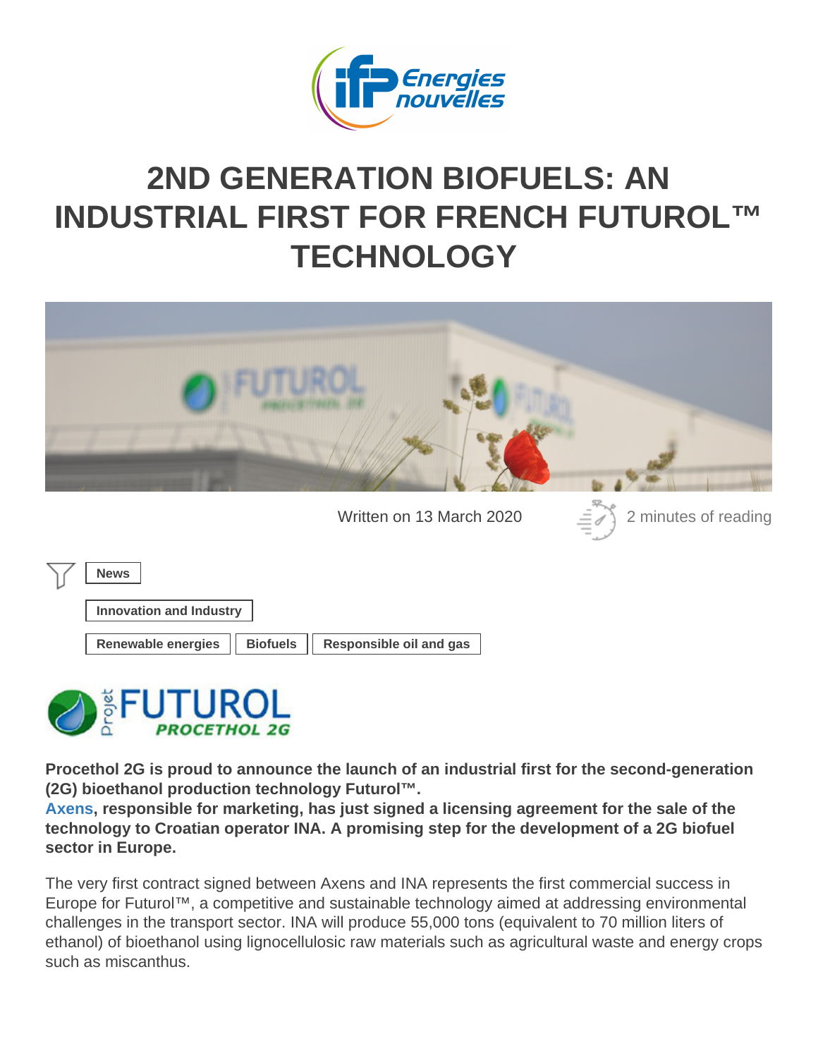# 2ND GENERATION BIOFUELS: AN INDUSTRIAL FIRST FOR FRENCH FUTUROL™ TECHNOLOGY

Written on 13 March 2020 | 2 minutes of reading

News

Innovation and Industry

Renewable energies | Biofuels | Responsible oil and gas

**Procethol 2G is proud to announce the launch of an industrial first for the second-generation (2G) bioethanol production technology Futurol™.**
**Axens, responsible for marketing, has just signed a licensing agreement for the sale of the technology to Croatian operator INA. A promising step for the development of a 2G biofuel sector in Europe.**

The very first contract signed between Axens and INA represents the first commercial success in Europe for Futurol™, a competitive and sustainable technology aimed at addressing environmental challenges in the transport sector. INA will produce 55,000 tons (equivalent to 70 million liters of ethanol) of bioethanol using lignocellulosic raw materials such as agricultural waste and energy crops such as miscanthus.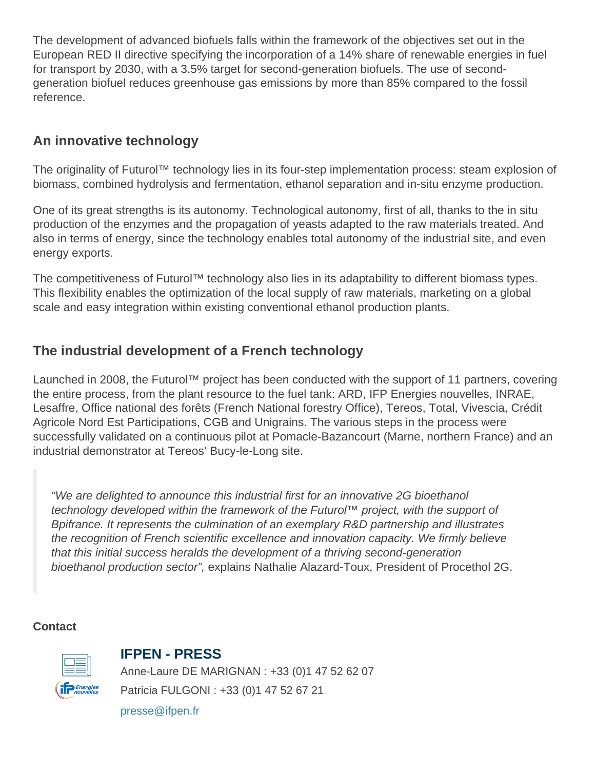The development of advanced biofuels falls within the framework of the objectives set out in the European RED II directive specifying the incorporation of a 14% share of renewable energies in fuel for transport by 2030, with a 3.5% target for second-generation biofuels. The use of second-generation biofuel reduces greenhouse gas emissions by more than 85% compared to the fossil reference.

## An innovative technology

The originality of Futurol™ technology lies in its four-step implementation process: steam explosion of biomass, combined hydrolysis and fermentation, ethanol separation and in-situ enzyme production.

One of its great strengths is its autonomy. Technological autonomy, first of all, thanks to the in situ production of the enzymes and the propagation of yeasts adapted to the raw materials treated. And also in terms of energy, since the technology enables total autonomy of the industrial site, and even energy exports.

The competitiveness of Futurol™ technology also lies in its adaptability to different biomass types. This flexibility enables the optimization of the local supply of raw materials, marketing on a global scale and easy integration within existing conventional ethanol production plants.

## The industrial development of a French technology

Launched in 2008, the Futurol™ project has been conducted with the support of 11 partners, covering the entire process, from the plant resource to the fuel tank: ARD, IFP Energies nouvelles, INRAE, Lesaffre, Office national des forêts (French National forestry Office), Tereos, Total, Vivescia, Crédit Agricole Nord Est Participations, CGB and Unigrains. The various steps in the process were successfully validated on a continuous pilot at Pomacle-Bazancourt (Marne, northern France) and an industrial demonstrator at Tereos' Bucy-le-Long site.

> *"We are delighted to announce this industrial first for an innovative 2G bioethanol technology developed within the framework of the Futurol™ project, with the support of Bpifrance. It represents the culmination of an exemplary R&D partnership and illustrates the recognition of French scientific excellence and innovation capacity. We firmly believe that this initial success heralds the development of a thriving second-generation bioethanol production sector",* explains Nathalie Alazard-Toux, President of Procethol 2G.

**Contact**

### IFPEN - PRESS

Anne-Laure DE MARIGNAN : +33 (0)1 47 52 62 07

Patricia FULGONI : +33 (0)1 47 52 67 21

presse@ifpen.fr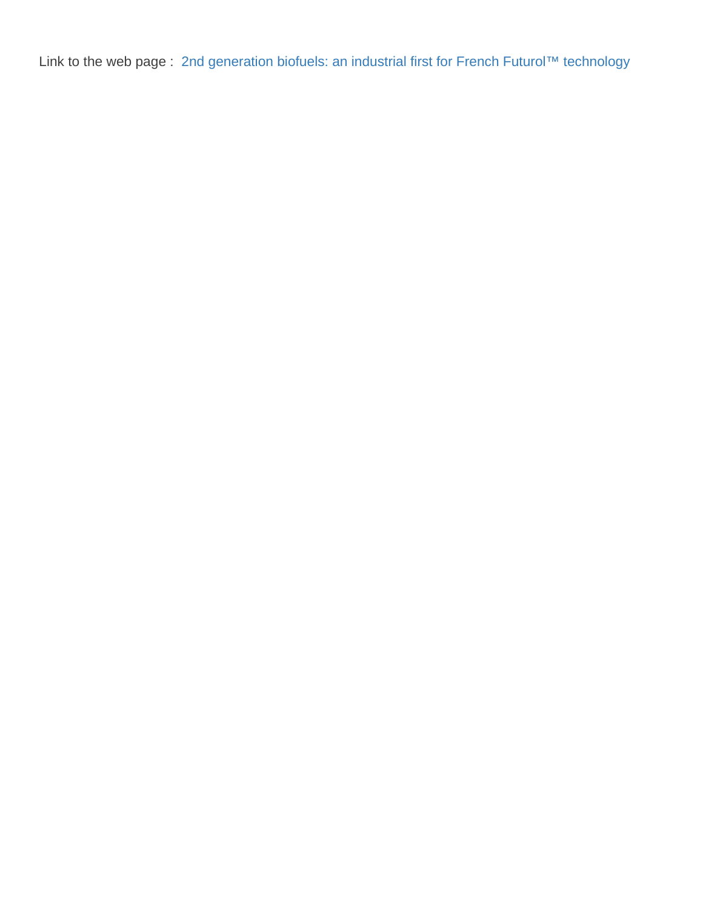Link to the web page : 2nd generation biofuels: an industrial first for French Futurol™ technology